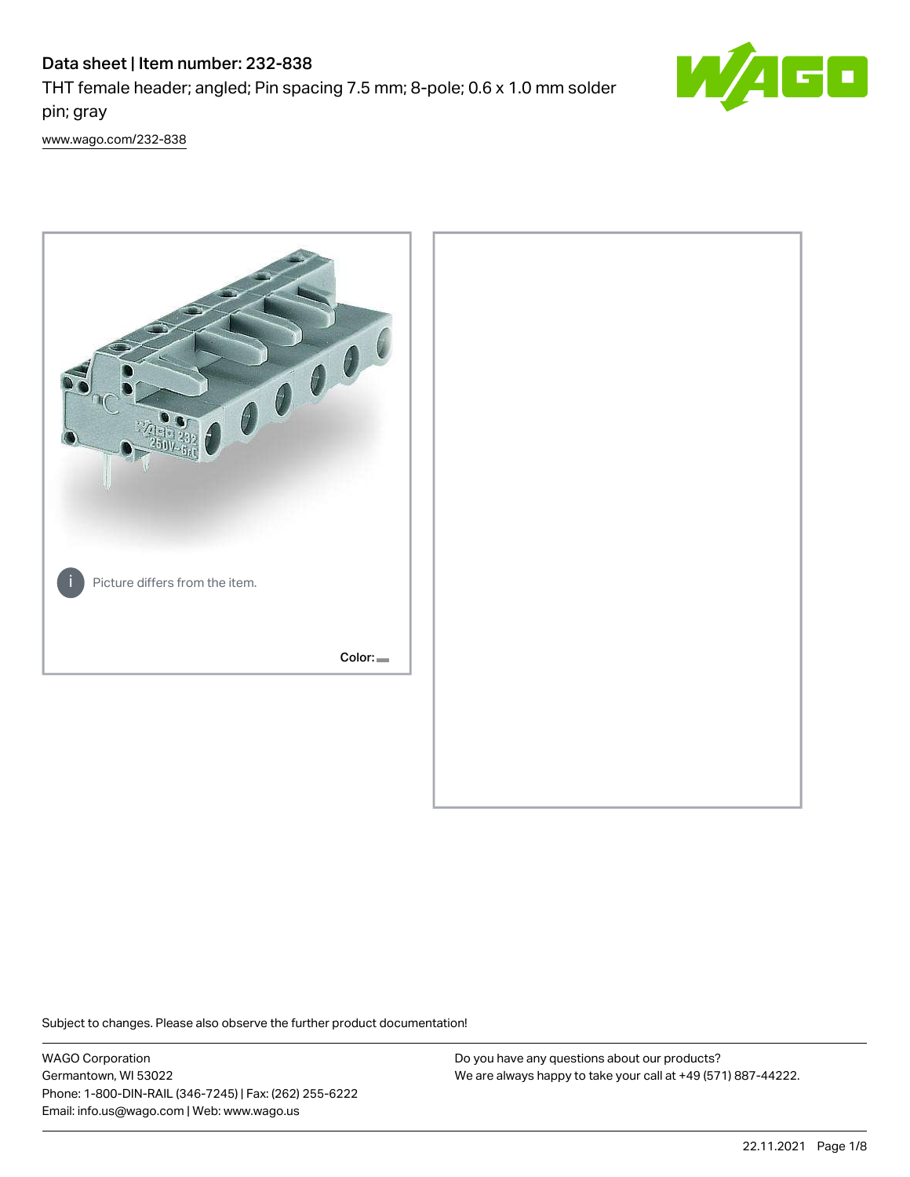# Data sheet | Item number: 232-838

THT female header; angled; Pin spacing 7.5 mm; 8-pole; 0.6 x 1.0 mm solder pin; gray

www.wago.com/232-838

Picture differs from the item.

Color:

Subject to changes. Please also observe the further product documentation!

WAGO Corporation
Germantown, WI 53022
Phone: 1-800-DIN-RAIL (346-7245) | Fax: (262) 255-6222
Email: info.us@wago.com | Web: www.wago.us

Do you have any questions about our products?
We are always happy to take your call at +49 (571) 887-44222.

22.11.2021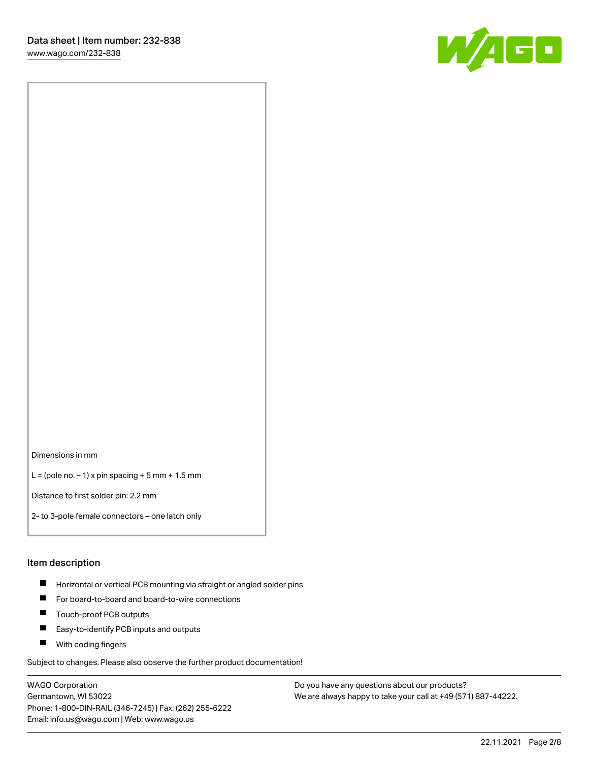Dimensions in mm

L = (pole no. – 1) x pin spacing + 5 mm + 1.5 mm

Distance to first solder pin: 2.2 mm

2- to 3-pole female connectors – one latch only

## Item description

- Horizontal or vertical PCB mounting via straight or angled solder pins
- For board-to-board and board-to-wire connections
- Touch-proof PCB outputs
- Easy-to-identify PCB inputs and outputs
- With coding fingers

Subject to changes. Please also observe the further product documentation!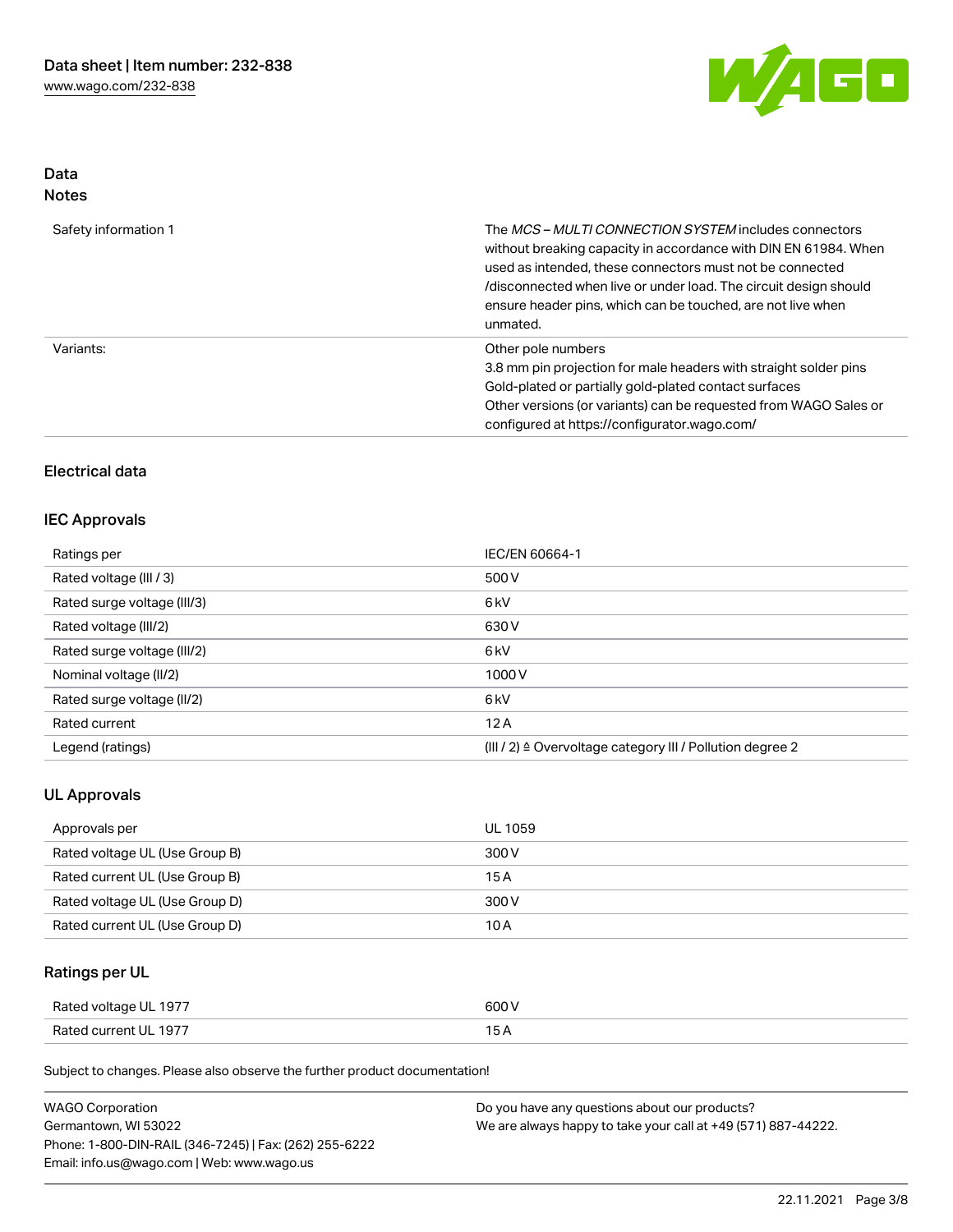## Data
### Notes

| | |
|---|---|
| Safety information 1 | The *MCS – MULTI CONNECTION SYSTEM* includes connectors without breaking capacity in accordance with DIN EN 61984. When used as intended, these connectors must not be connected /disconnected when live or under load. The circuit design should ensure header pins, which can be touched, are not live when unmated. |
| Variants: | Other pole numbers<br>3.8 mm pin projection for male headers with straight solder pins<br>Gold-plated or partially gold-plated contact surfaces<br>Other versions (or variants) can be requested from WAGO Sales or configured at https://configurator.wago.com/ |

## Electrical data

### IEC Approvals

| | |
|---|---|
| Ratings per | IEC/EN 60664-1 |
| Rated voltage (III / 3) | 500 V |
| Rated surge voltage (III/3) | 6 kV |
| Rated voltage (III/2) | 630 V |
| Rated surge voltage (III/2) | 6 kV |
| Nominal voltage (II/2) | 1000 V |
| Rated surge voltage (II/2) | 6 kV |
| Rated current | 12 A |
| Legend (ratings) | (III / 2) ≙ Overvoltage category III / Pollution degree 2 |

### UL Approvals

| | |
|---|---|
| Approvals per | UL 1059 |
| Rated voltage UL (Use Group B) | 300 V |
| Rated current UL (Use Group B) | 15 A |
| Rated voltage UL (Use Group D) | 300 V |
| Rated current UL (Use Group D) | 10 A |

### Ratings per UL

| | |
|---|---|
| Rated voltage UL 1977 | 600 V |
| Rated current UL 1977 | 15 A |

Subject to changes. Please also observe the further product documentation!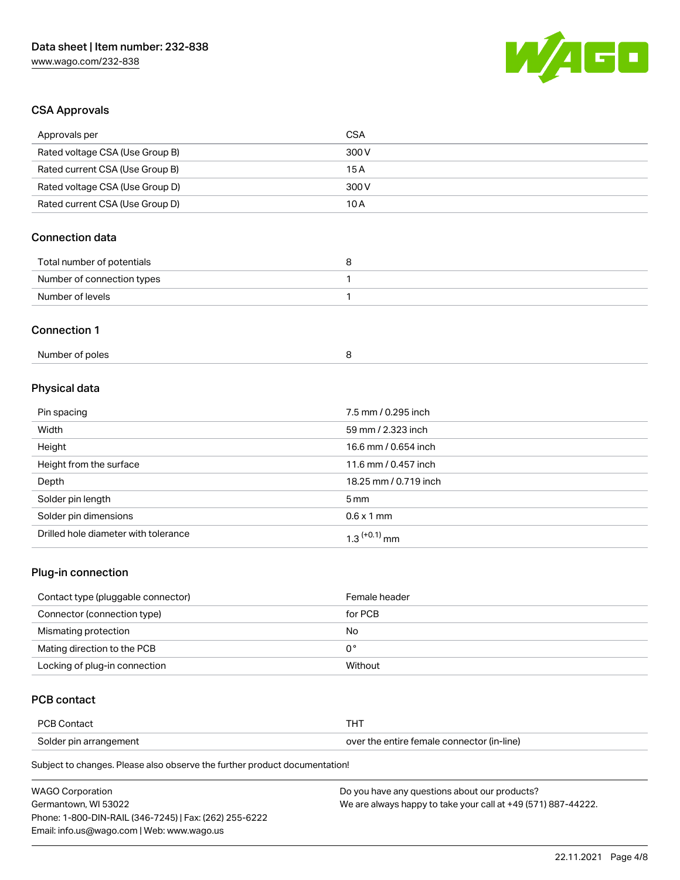## CSA Approvals

| Approvals per | CSA |
| --- | --- |
| Rated voltage CSA (Use Group B) | 300 V |
| Rated current CSA (Use Group B) | 15 A |
| Rated voltage CSA (Use Group D) | 300 V |
| Rated current CSA (Use Group D) | 10 A |

## Connection data

| Total number of potentials | 8 |
| --- | --- |
| Number of connection types | 1 |
| Number of levels | 1 |

## Connection 1

| Number of poles | 8 |
| --- | --- |

## Physical data

| Pin spacing | 7.5 mm / 0.295 inch |
| --- | --- |
| Width | 59 mm / 2.323 inch |
| Height | 16.6 mm / 0.654 inch |
| Height from the surface | 11.6 mm / 0.457 inch |
| Depth | 18.25 mm / 0.719 inch |
| Solder pin length | 5 mm |
| Solder pin dimensions | 0.6 x 1 mm |
| Drilled hole diameter with tolerance | $1.3^{(+0.1)}$ mm |

## Plug-in connection

| Contact type (pluggable connector) | Female header |
| --- | --- |
| Connector (connection type) | for PCB |
| Mismatching protection | No |
| Mating direction to the PCB | 0 ° |
| Locking of plug-in connection | Without |

## PCB contact

| PCB Contact | THT |
| --- | --- |
| Solder pin arrangement | over the entire female connector (in-line) |

Subject to changes. Please also observe the further product documentation!

WAGO Corporation
Germantown, WI 53022
Phone: 1-800-DIN-RAIL (346-7245) | Fax: (262) 255-6222
Email: info.us@wago.com | Web: www.wago.us

Do you have any questions about our products?
We are always happy to take your call at +49 (571) 887-44222.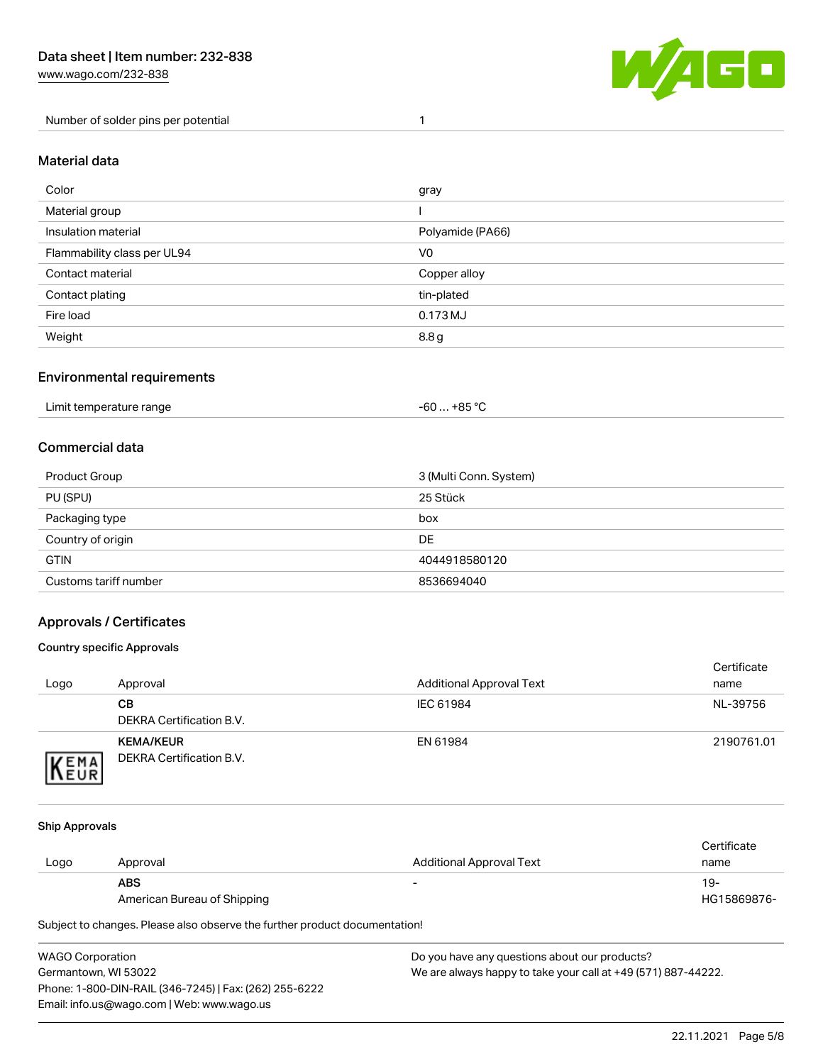| Number of solder pins per potential | 1 |
| --- | --- |

## Material data

| Color | gray |
| --- | --- |
| Material group | I |
| Insulation material | Polyamide (PA66) |
| Flammability class per UL94 | V0 |
| Contact material | Copper alloy |
| Contact plating | tin-plated |
| Fire load | 0.173 MJ |
| Weight | 8.8 g |

## Environmental requirements

| Limit temperature range | -60 … +85 °C |
| --- | --- |

## Commercial data

| Product Group | 3 (Multi Conn. System) |
| --- | --- |
| PU (SPU) | 25 Stück |
| Packaging type | box |
| Country of origin | DE |
| GTIN | 4044918580120 |
| Customs tariff number | 8536694040 |

## Approvals / Certificates

### Country specific Approvals

| Logo | Approval | Additional Approval Text | Certificate name |
| --- | --- | --- | --- |
| | **CB** DEKRA Certification B.V. | IEC 61984 | NL-39756 |
| KEMA EUR | **KEMA/KEUR** DEKRA Certification B.V. | EN 61984 | 2190761.01 |

### Ship Approvals

| Logo | Approval | Additional Approval Text | Certificate name |
| --- | --- | --- | --- |
| | **ABS** American Bureau of Shipping | - | 19-HG15869876- |

Subject to changes. Please also observe the further product documentation!

WAGO Corporation
Germantown, WI 53022
Phone: 1-800-DIN-RAIL (346-7245) | Fax: (262) 255-6222
Email: info.us@wago.com | Web: www.wago.us

Do you have any questions about our products?
We are always happy to take your call at +49 (571) 887-44222.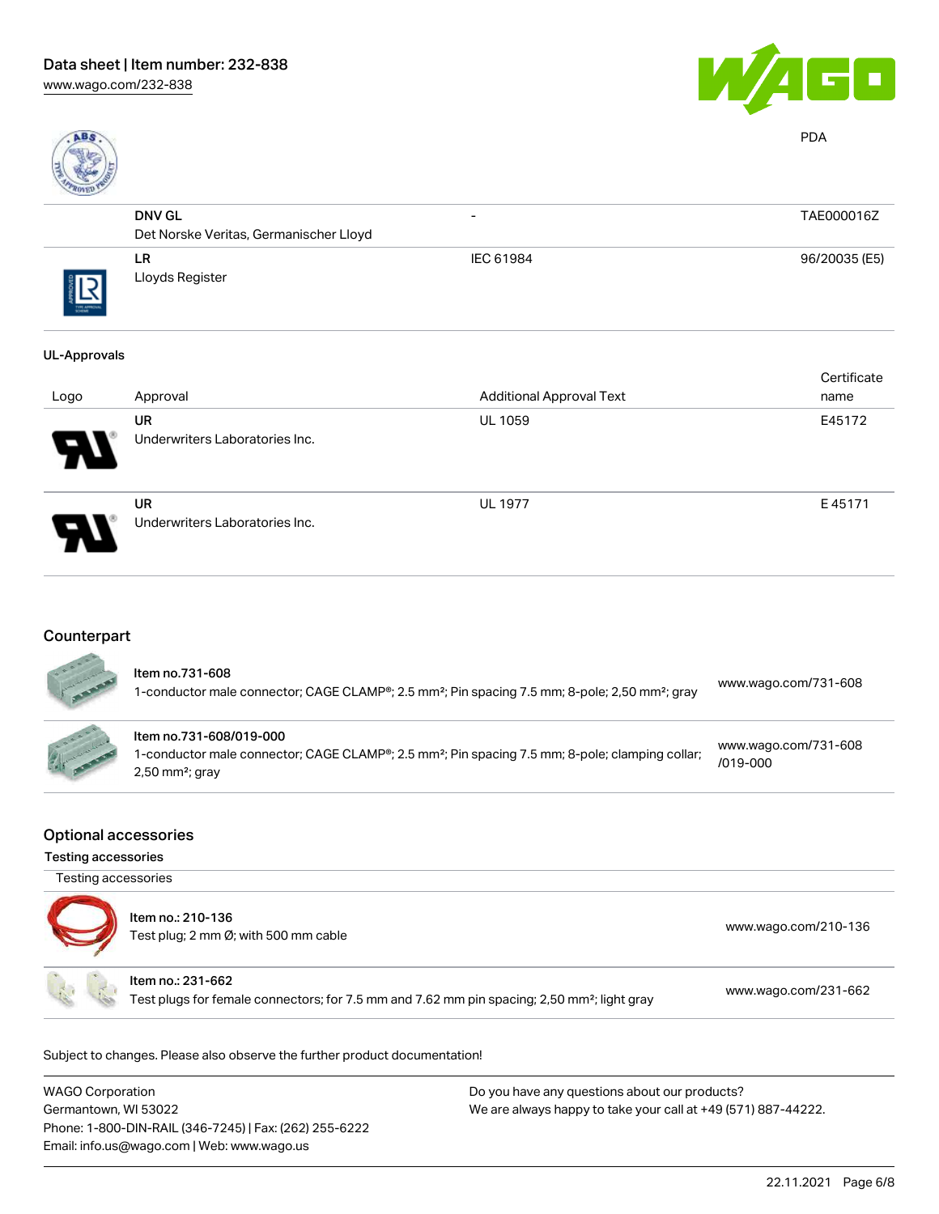| | | | PDA |
|---|---|---|---|
| | **DNV GL**<br>Det Norske Veritas, Germanischer Lloyd | - | TAE000016Z |
| | **LR**<br>Lloyds Register | IEC 61984 | 96/20035 (E5) |

UL-Approvals

| Logo | Approval | Additional Approval Text | Certificate name |
|---|---|---|---|
| | **UR**<br>Underwriters Laboratories Inc. | UL 1059 | E45172 |
| | **UR**<br>Underwriters Laboratories Inc. | UL 1977 | E 45171 |

## Counterpart

| Item | Link |
|---|---|
| Item no.731-608<br>1-conductor male connector; CAGE CLAMP®; 2.5 mm²; Pin spacing 7.5 mm; 8-pole; 2,50 mm²; gray | www.wago.com/731-608 |
| Item no.731-608/019-000<br>1-conductor male connector; CAGE CLAMP®; 2.5 mm²; Pin spacing 7.5 mm; 8-pole; clamping collar; 2,50 mm²; gray | www.wago.com/731-608/019-000 |

## Optional accessories

### Testing accessories

Testing accessories

| Item | Link |
|---|---|
| Item no.: 210-136<br>Test plug; 2 mm Ø; with 500 mm cable | www.wago.com/210-136 |
| Item no.: 231-662<br>Test plugs for female connectors; for 7.5 mm and 7.62 mm pin spacing; 2,50 mm²; light gray | www.wago.com/231-662 |

Subject to changes. Please also observe the further product documentation!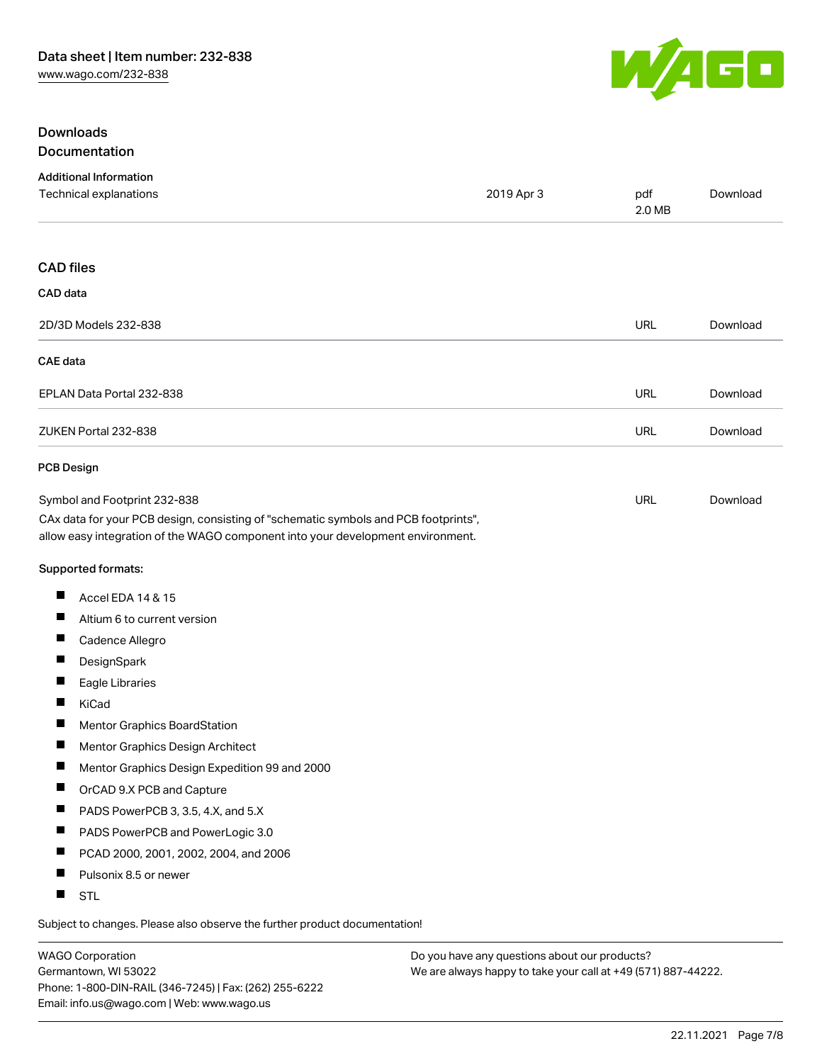## Downloads

### Documentation

#### Additional Information

| | | | |
|---|---|---|---|
| Technical explanations | 2019 Apr 3 | pdf 2.0 MB | Download |

### CAD files

#### CAD data

| | | |
|---|---|---|
| 2D/3D Models 232-838 | URL | Download |

#### CAE data

| | | |
|---|---|---|
| EPLAN Data Portal 232-838 | URL | Download |
| ZUKEN Portal 232-838 | URL | Download |

#### PCB Design

| | | |
|---|---|---|
| Symbol and Footprint 232-838 | URL | Download |

CAx data for your PCB design, consisting of "schematic symbols and PCB footprints", allow easy integration of the WAGO component into your development environment.

**Supported formats:**

- Accel EDA 14 & 15
- Altium 6 to current version
- Cadence Allegro
- DesignSpark
- Eagle Libraries
- KiCad
- Mentor Graphics BoardStation
- Mentor Graphics Design Architect
- Mentor Graphics Design Expedition 99 and 2000
- OrCAD 9.X PCB and Capture
- PADS PowerPCB 3, 3.5, 4.X, and 5.X
- PADS PowerPCB and PowerLogic 3.0
- PCAD 2000, 2001, 2002, 2004, and 2006
- Pulsonix 8.5 or newer
- STL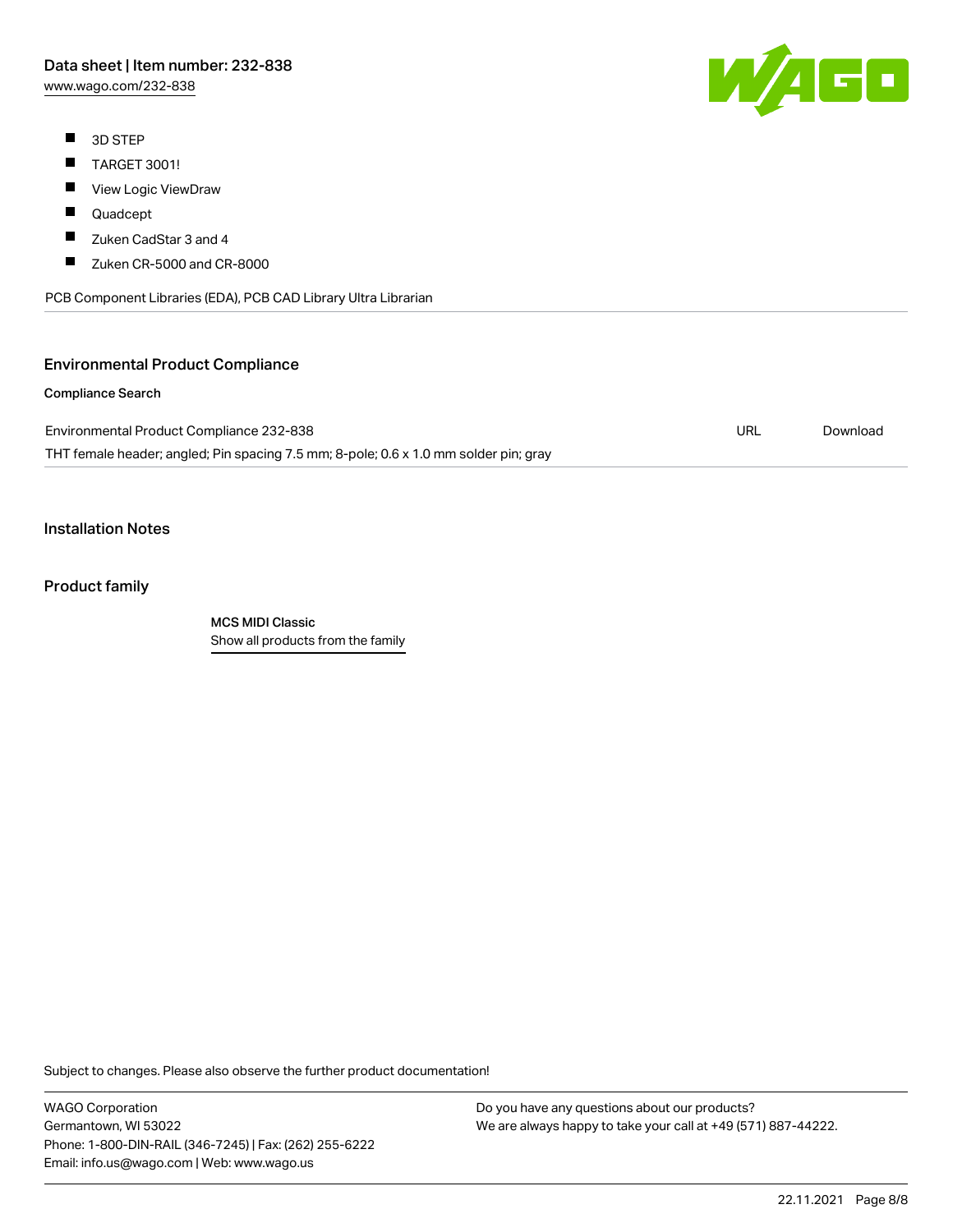- 3D STEP
- TARGET 3001!
- View Logic ViewDraw
- Quadcept
- Zuken CadStar 3 and 4
- Zuken CR-5000 and CR-8000

PCB Component Libraries (EDA), PCB CAD Library Ultra Librarian

## Environmental Product Compliance

### Compliance Search

| | | |
|---|---|---|
| Environmental Product Compliance 232-838 | URL | Download |
| THT female header; angled; Pin spacing 7.5 mm; 8-pole; 0.6 x 1.0 mm solder pin; gray | | |

## Installation Notes

## Product family

**MCS MIDI Classic**
Show all products from the family

Subject to changes. Please also observe the further product documentation!

WAGO Corporation
Germantown, WI 53022
Phone: 1-800-DIN-RAIL (346-7245) | Fax: (262) 255-6222
Email: info.us@wago.com | Web: www.wago.us

Do you have any questions about our products?
We are always happy to take your call at +49 (571) 887-44222.